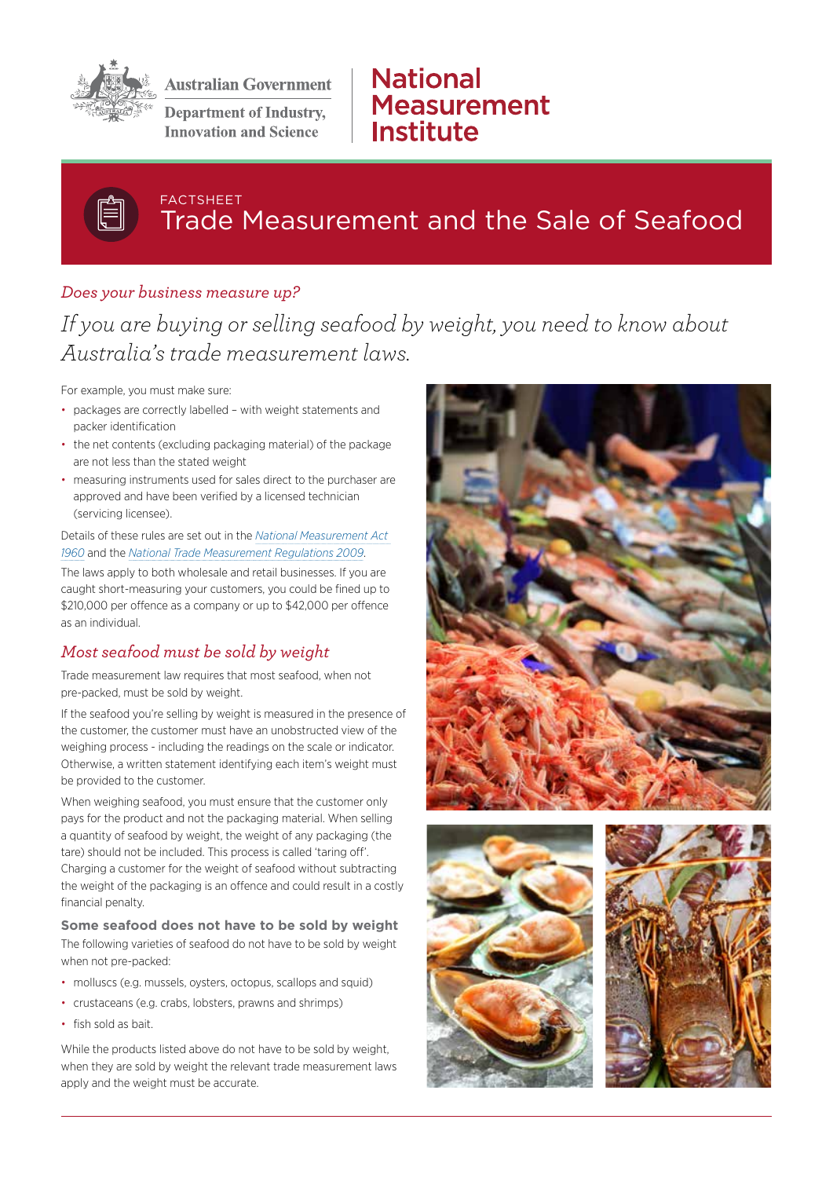Australian Government

Department of Industry, Innovation and Science

National Measurement Institute

FACTSHEET

# Trade Measurement and the Sale of Seafood

*Does your business measure up?*

*If you are buying or selling seafood by weight, you need to know about Australia's trade measurement laws.*

For example, you must make sure:

- packages are correctly labelled – with weight statements and packer identification
- the net contents (excluding packaging material) of the package are not less than the stated weight
- measuring instruments used for sales direct to the purchaser are approved and have been verified by a licensed technician (servicing licensee).

Details of these rules are set out in the *National Measurement Act 1960* and the *National Trade Measurement Regulations 2009*.

The laws apply to both wholesale and retail businesses. If you are caught short-measuring your customers, you could be fined up to $210,000 per offence as a company or up to $42,000 per offence as an individual.

## *Most seafood must be sold by weight*

Trade measurement law requires that most seafood, when not pre-packed, must be sold by weight.

If the seafood you're selling by weight is measured in the presence of the customer, the customer must have an unobstructed view of the weighing process - including the readings on the scale or indicator. Otherwise, a written statement identifying each item's weight must be provided to the customer.

When weighing seafood, you must ensure that the customer only pays for the product and not the packaging material. When selling a quantity of seafood by weight, the weight of any packaging (the tare) should not be included. This process is called 'taring off'. Charging a customer for the weight of seafood without subtracting the weight of the packaging is an offence and could result in a costly financial penalty.

### Some seafood does not have to be sold by weight

The following varieties of seafood do not have to be sold by weight when not pre-packed:

- molluscs (e.g. mussels, oysters, octopus, scallops and squid)
- crustaceans (e.g. crabs, lobsters, prawns and shrimps)
- fish sold as bait.

While the products listed above do not have to be sold by weight, when they are sold by weight the relevant trade measurement laws apply and the weight must be accurate.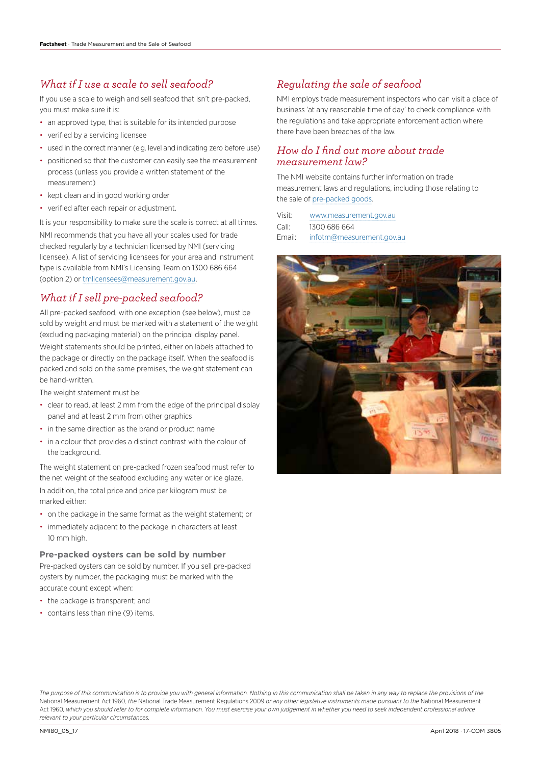## What if I use a scale to sell seafood?

If you use a scale to weigh and sell seafood that isn't pre-packed, you must make sure it is:

- an approved type, that is suitable for its intended purpose
- verified by a servicing licensee
- used in the correct manner (e.g. level and indicating zero before use)
- positioned so that the customer can easily see the measurement process (unless you provide a written statement of the measurement)
- kept clean and in good working order
- verified after each repair or adjustment.

It is your responsibility to make sure the scale is correct at all times.

NMI recommends that you have all your scales used for trade checked regularly by a technician licensed by NMI (servicing licensee). A list of servicing licensees for your area and instrument type is available from NMI's Licensing Team on 1300 686 664 (option 2) or tmlicensees@measurement.gov.au.

## What if I sell pre-packed seafood?

All pre-packed seafood, with one exception (see below), must be sold by weight and must be marked with a statement of the weight (excluding packaging material) on the principal display panel.

Weight statements should be printed, either on labels attached to the package or directly on the package itself. When the seafood is packed and sold on the same premises, the weight statement can be hand-written.

The weight statement must be:

- clear to read, at least 2 mm from the edge of the principal display panel and at least 2 mm from other graphics
- in the same direction as the brand or product name
- in a colour that provides a distinct contrast with the colour of the background.

The weight statement on pre-packed frozen seafood must refer to the net weight of the seafood excluding any water or ice glaze.

In addition, the total price and price per kilogram must be marked either:

- on the package in the same format as the weight statement; or
- immediately adjacent to the package in characters at least 10 mm high.

### Pre-packed oysters can be sold by number

Pre-packed oysters can be sold by number. If you sell pre-packed oysters by number, the packaging must be marked with the accurate count except when:

- the package is transparent; and
- contains less than nine (9) items.

## Regulating the sale of seafood

NMI employs trade measurement inspectors who can visit a place of business 'at any reasonable time of day' to check compliance with the regulations and take appropriate enforcement action where there have been breaches of the law.

## How do I find out more about trade measurement law?

The NMI website contains further information on trade measurement laws and regulations, including those relating to the sale of pre-packed goods.

Visit: www.measurement.gov.au
Call: 1300 686 664
Email: infotm@measurement.gov.au

*The purpose of this communication is to provide you with general information. Nothing in this communication shall be taken in any way to replace the provisions of the* National Measurement Act 1960, *the* National Trade Measurement Regulations 2009 *or any other legislative instruments made pursuant to the* National Measurement Act 1960, *which you should refer to for complete information. You must exercise your own judgement in whether you need to seek independent professional advice relevant to your particular circumstances.*

NMI80_05_17

April 2018 · 17-COM 3805